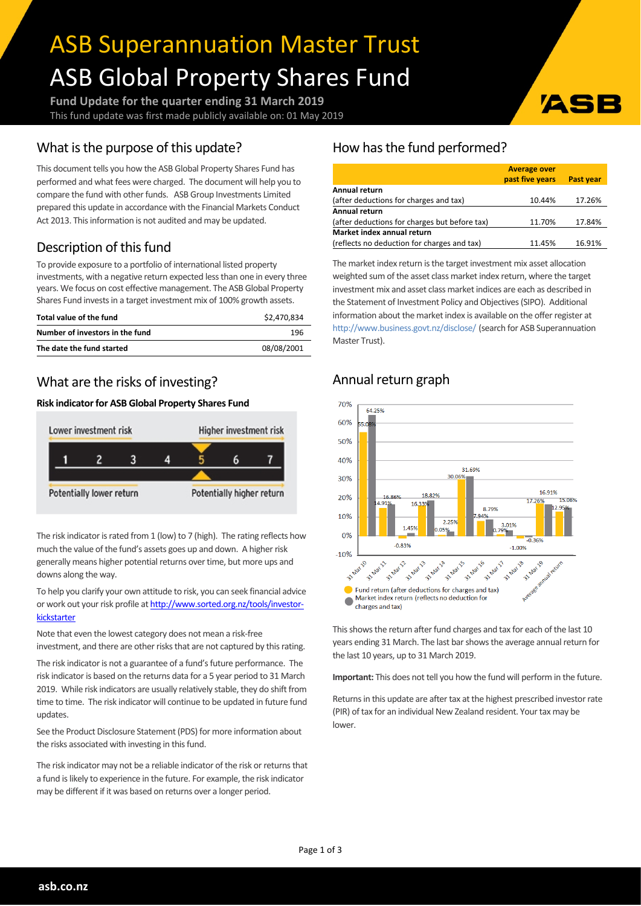# ASB Superannuation Master Trust

# ASB Global Property Shares Fund

**Fund Update for the quarter ending 31 March 2019**

This fund update was first made publicly available on: 01 May 2019

## What is the purpose of this update?

This document tells you how the ASB Global Property Shares Fund has performed and what fees were charged. The document will help you to compare the fund with other funds. ASB Group Investments Limited prepared this update in accordance with the Financial Markets Conduct Act 2013. This information is not audited and may be updated.

## Description of this fund

To provide exposure to a portfolio of international listed property investments, with a negative return expected less than one in every three years. We focus on cost effective management. The ASB Global Property Shares Fund invests in a target investment mix of 100% growth assets.

| | |
|---|---|
| **Total value of the fund** | $2,470,834 |
| **Number of investors in the fund** | 196 |
| **The date the fund started** | 08/08/2001 |

## What are the risks of investing?

**Risk indicator for ASB Global Property Shares Fund**

| Lower investment risk | | | | | | Higher investment risk |
|---|---|---|---|---|---|---|
| 1 | 2 | 3 | 4 | **5** | 6 | 7 |
| Potentially lower return | | | | | | Potentially higher return |

The risk indicator is rated from 1 (low) to 7 (high). The rating reflects how much the value of the fund's assets goes up and down. A higher risk generally means higher potential returns over time, but more ups and downs along the way.

To help you clarify your own attitude to risk, you can seek financial advice or work out your risk profile at http://www.sorted.org.nz/tools/investor-kickstarter

Note that even the lowest category does not mean a risk-free investment, and there are other risks that are not captured by this rating.

The risk indicator is not a guarantee of a fund's future performance. The risk indicator is based on the returns data for a 5 year period to 31 March 2019. While risk indicators are usually relatively stable, they do shift from time to time. The risk indicator will continue to be updated in future fund updates.

See the Product Disclosure Statement (PDS) for more information about the risks associated with investing in this fund.

The risk indicator may not be a reliable indicator of the risk or returns that a fund is likely to experience in the future. For example, the risk indicator may be different if it was based on returns over a longer period.

## How has the fund performed?

| | Average over past five years | Past year |
|---|---|---|
| **Annual return**<br>(after deductions for charges and tax) | 10.44% | 17.26% |
| **Annual return**<br>(after deductions for charges but before tax) | 11.70% | 17.84% |
| **Market index annual return**<br>(reflects no deduction for charges and tax) | 11.45% | 16.91% |

The market index return is the target investment mix asset allocation weighted sum of the investment mix asset class market index return, where the target investment mix and the asset class market indices are each as described in the Statement of Investment Policy and Objectives (SIPO). Additional information about the market index is available on the offer register at http://www.business.govt.nz/disclose/ (search for ASB Superannuation Master Trust).

## Annual return graph

| Year | Fund return (after deductions for charges and tax) | Market index return (reflects no deduction for charges and tax) |
|---|---|---|
| 31 Mar 10 | 55.08% | 64.25% |
| 31 Mar 11 | 14.91% | 16.86% |
| 31 Mar 12 | -0.83% | 1.45% |
| 31 Mar 13 | 16.33% | 18.82% |
| 31 Mar 14 | 0.05% | 2.25% |
| 31 Mar 15 | 30.06% | 31.69% |
| 31 Mar 16 | 7.94% | 8.79% |
| 31 Mar 17 | 0.79% | 3.01% |
| 31 Mar 18 | -1.00% | -0.36% |
| 31 Mar 19 | 17.26% | 16.91% |
| Average annual return | 12.95% | 15.06% |

This shows the return after fund charges and tax for each of the last 10 years ending 31 March. The last bar shows the average annual return for the last 10 years, up to 31 March 2019.

**Important:** This does not tell you how the fund will perform in the future.

Returns in this update are after tax at the highest prescribed investor rate (PIR) of tax for an individual New Zealand resident. Your tax may be lower.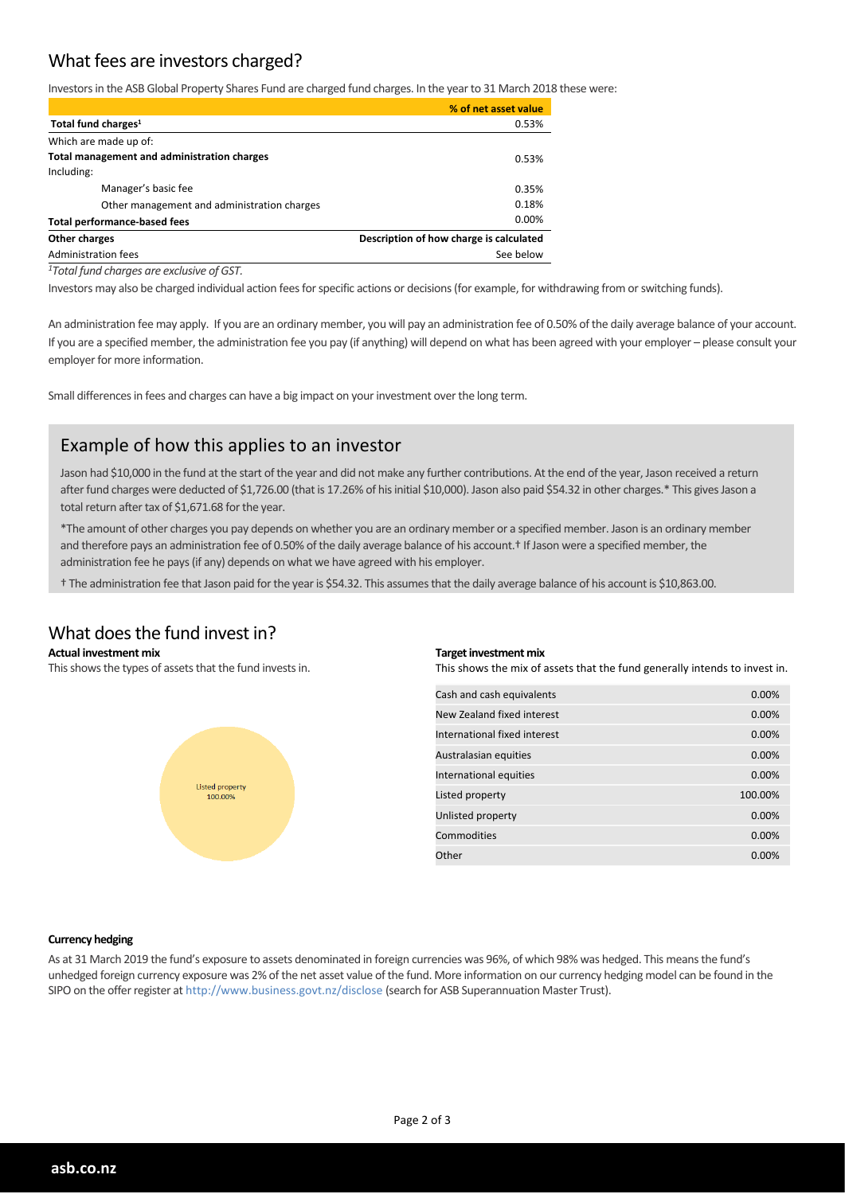## What fees are investors charged?

Investors in the ASB Global Property Shares Fund are charged fund charges. In the year to 31 March 2018 these were:

| | % of net asset value |
|---|---|
| **Total fund charges[1]** | 0.53% |
| Which are made up of: | |
| **Total management and administration charges** | 0.53% |
| Including: | |
| Manager's basic fee | 0.35% |
| Other management and administration charges | 0.18% |
| **Total performance-based fees** | 0.00% |
| **Other charges** | **Description of how charge is calculated** |
| Administration fees | See below |

*[1]Total fund charges are exclusive of GST.*

Investors may also be charged individual action fees for specific actions or decisions (for example, for withdrawing from or switching funds).

An administration fee may apply. If you are an ordinary member, you will pay an administration fee of 0.50% of the daily average balance of your account. If you are a specified member, the administration fee you pay (if anything) will depend on what has been agreed with your employer – please consult your employer for more information.

Small differences in fees and charges can have a big impact on your investment over the long term.

### Example of how this applies to an investor

Jason had $10,000 in the fund at the start of the year and did not make any further contributions. At the end of the year, Jason received a return after fund charges were deducted of $1,726.00 (that is 17.26% of his initial $10,000). Jason also paid $54.32 in other charges.* This gives Jason a total return after tax of $1,671.68 for the year.

*The amount of other charges you pay depends on whether you are an ordinary member or a specified member. Jason is an ordinary member and therefore pays an administration fee of 0.50% of the daily average balance of his account.† If Jason were a specified member, the administration fee he pays (if any) depends on what we have agreed with his employer.

† The administration fee that Jason paid for the year is $54.32. This assumes that the daily average balance of his account is $10,863.00.

## What does the fund invest in?

**Actual investment mix**

This shows the types of assets that the fund invests in.

Listed property 100.00%

**Target investment mix**

This shows the mix of assets that the fund generally intends to invest in.

| Asset | % |
|---|---|
| Cash and cash equivalents | 0.00% |
| New Zealand fixed interest | 0.00% |
| International fixed interest | 0.00% |
| Australasian equities | 0.00% |
| International equities | 0.00% |
| Listed property | 100.00% |
| Unlisted property | 0.00% |
| Commodities | 0.00% |
| Other | 0.00% |

**Currency hedging**

As at 31 March 2019 the fund's exposure to assets denominated in foreign currencies was 96%, of which 98% was hedged. This means the fund's unhedged foreign currency exposure was 2% of the net asset value of the fund. More information on our currency hedging model can be found in the SIPO on the offer register at http://www.business.govt.nz/disclose (search for ASB Superannuation Master Trust).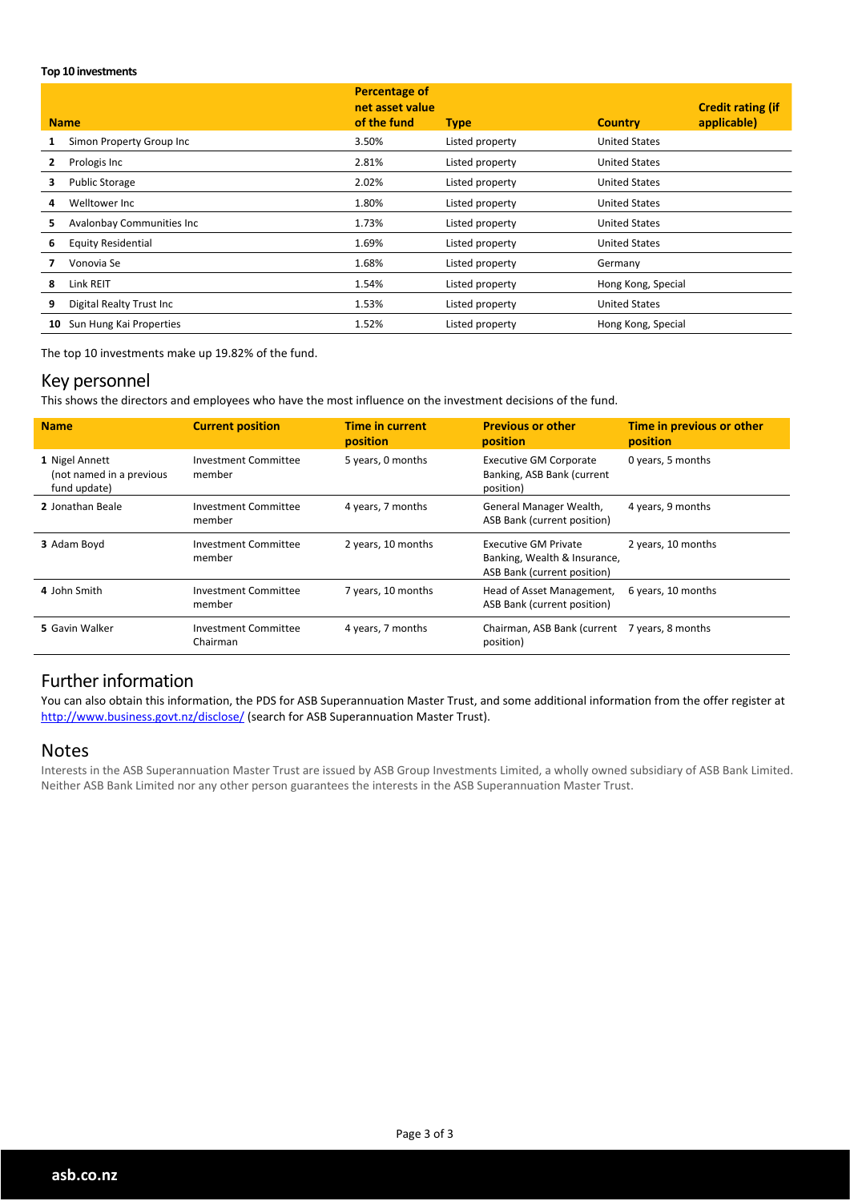**Top 10 investments**

| | Name | Percentage of net asset value of the fund | Type | Country | Credit rating (if applicable) |
|---|---|---|---|---|---|
| 1 | Simon Property Group Inc | 3.50% | Listed property | United States | |
| 2 | Prologis Inc | 2.81% | Listed property | United States | |
| 3 | Public Storage | 2.02% | Listed property | United States | |
| 4 | Welltower Inc | 1.80% | Listed property | United States | |
| 5 | Avalonbay Communities Inc | 1.73% | Listed property | United States | |
| 6 | Equity Residential | 1.69% | Listed property | United States | |
| 7 | Vonovia Se | 1.68% | Listed property | Germany | |
| 8 | Link REIT | 1.54% | Listed property | Hong Kong, Special | |
| 9 | Digital Realty Trust Inc | 1.53% | Listed property | United States | |
| 10 | Sun Hung Kai Properties | 1.52% | Listed property | Hong Kong, Special | |

The top 10 investments make up 19.82% of the fund.

## Key personnel

This shows the directors and employees who have the most influence on the investment decisions of the fund.

| Name | Current position | Time in current position | Previous or other position | Time in previous or other position |
|---|---|---|---|---|
| **1** Nigel Annett (not named in a previous fund update) | Investment Committee member | 5 years, 0 months | Executive GM Corporate Banking, ASB Bank (current position) | 0 years, 5 months |
| **2** Jonathan Beale | Investment Committee member | 4 years, 7 months | General Manager Wealth, ASB Bank (current position) | 4 years, 9 months |
| **3** Adam Boyd | Investment Committee member | 2 years, 10 months | Executive GM Private Banking, Wealth & Insurance, ASB Bank (current position) | 2 years, 10 months |
| **4** John Smith | Investment Committee member | 7 years, 10 months | Head of Asset Management, ASB Bank (current position) | 6 years, 10 months |
| **5** Gavin Walker | Investment Committee Chairman | 4 years, 7 months | Chairman, ASB Bank (current position) | 7 years, 8 months |

## Further information

You can also obtain this information, the PDS for ASB Superannuation Master Trust, and some additional information from the offer register at http://www.business.govt.nz/disclose/ (search for ASB Superannuation Master Trust).

## Notes

Interests in the ASB Superannuation Master Trust are issued by ASB Group Investments Limited, a wholly owned subsidiary of ASB Bank Limited. Neither ASB Bank Limited nor any other person guarantees the interests in the ASB Superannuation Master Trust.

asb.co.nz